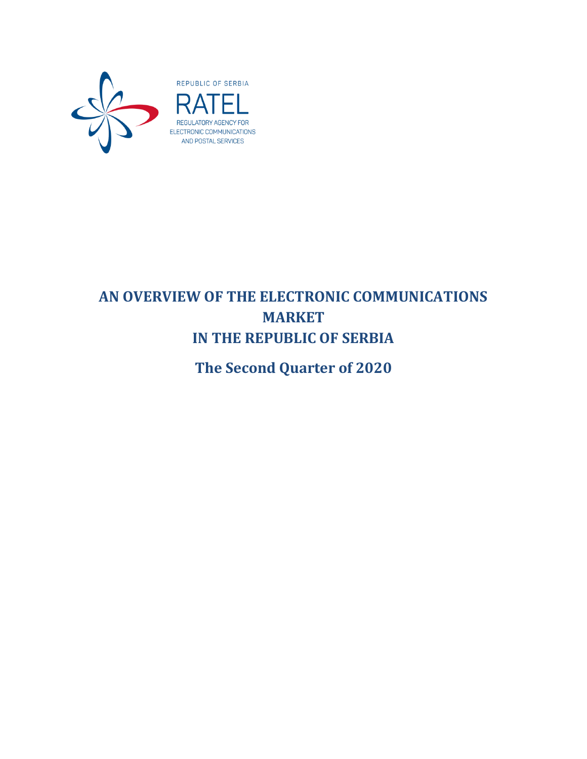REPUBLIC OF SERBIA

RATEL

REGULATORY AGENCY FOR ELECTRONIC COMMUNICATIONS AND POSTAL SERVICES

# AN OVERVIEW OF THE ELECTRONIC COMMUNICATIONS MARKET IN THE REPUBLIC OF SERBIA

## The Second Quarter of 2020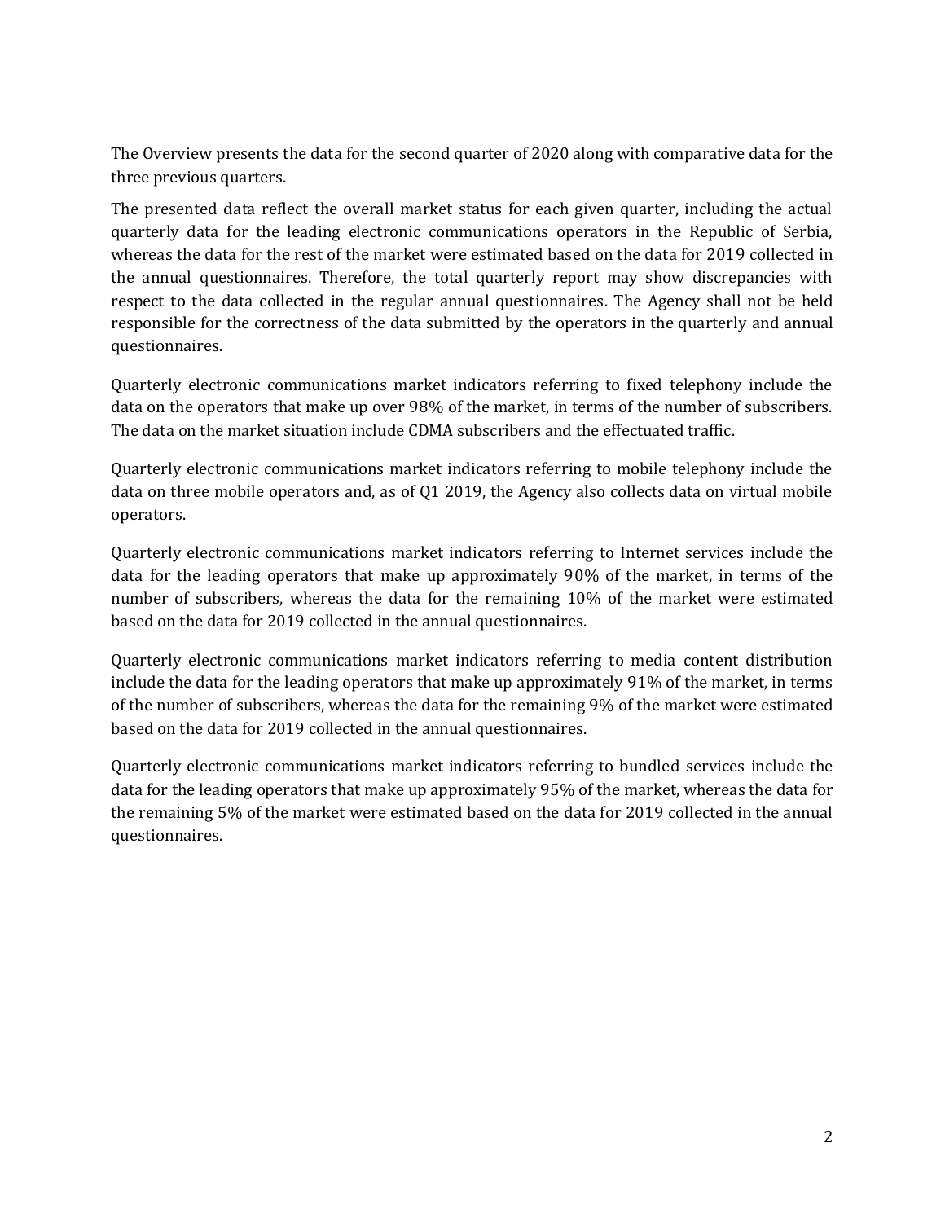The Overview presents the data for the second quarter of 2020 along with comparative data for the three previous quarters.

The presented data reflect the overall market status for each given quarter, including the actual quarterly data for the leading electronic communications operators in the Republic of Serbia, whereas the data for the rest of the market were estimated based on the data for 2019 collected in the annual questionnaires. Therefore, the total quarterly report may show discrepancies with respect to the data collected in the regular annual questionnaires. The Agency shall not be held responsible for the correctness of the data submitted by the operators in the quarterly and annual questionnaires.

Quarterly electronic communications market indicators referring to fixed telephony include the data on the operators that make up over 98% of the market, in terms of the number of subscribers. The data on the market situation include CDMA subscribers and the effectuated traffic.

Quarterly electronic communications market indicators referring to mobile telephony include the data on three mobile operators and, as of Q1 2019, the Agency also collects data on virtual mobile operators.

Quarterly electronic communications market indicators referring to Internet services include the data for the leading operators that make up approximately 90% of the market, in terms of the number of subscribers, whereas the data for the remaining 10% of the market were estimated based on the data for 2019 collected in the annual questionnaires.

Quarterly electronic communications market indicators referring to media content distribution include the data for the leading operators that make up approximately 91% of the market, in terms of the number of subscribers, whereas the data for the remaining 9% of the market were estimated based on the data for 2019 collected in the annual questionnaires.

Quarterly electronic communications market indicators referring to bundled services include the data for the leading operators that make up approximately 95% of the market, whereas the data for the remaining 5% of the market were estimated based on the data for 2019 collected in the annual questionnaires.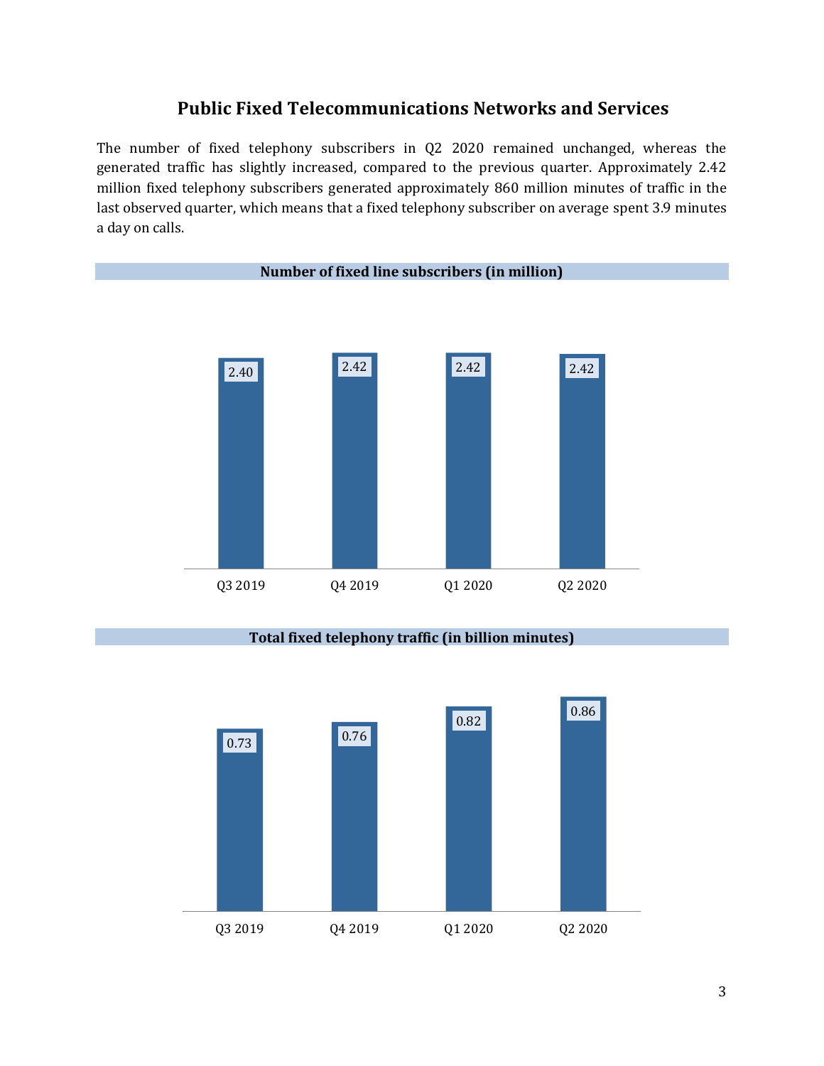# Public Fixed Telecommunications Networks and Services

The number of fixed telephony subscribers in Q2 2020 remained unchanged, whereas the generated traffic has slightly increased, compared to the previous quarter. Approximately 2.42 million fixed telephony subscribers generated approximately 860 million minutes of traffic in the last observed quarter, which means that a fixed telephony subscriber on average spent 3.9 minutes a day on calls.

**Number of fixed line subscribers (in million)**

| Q3 2019 | Q4 2019 | Q1 2020 | Q2 2020 |
|---|---|---|---|
| 2.40 | 2.42 | 2.42 | 2.42 |

**Total fixed telephony traffic (in billion minutes)**

| Q3 2019 | Q4 2019 | Q1 2020 | Q2 2020 |
|---|---|---|---|
| 0.73 | 0.76 | 0.82 | 0.86 |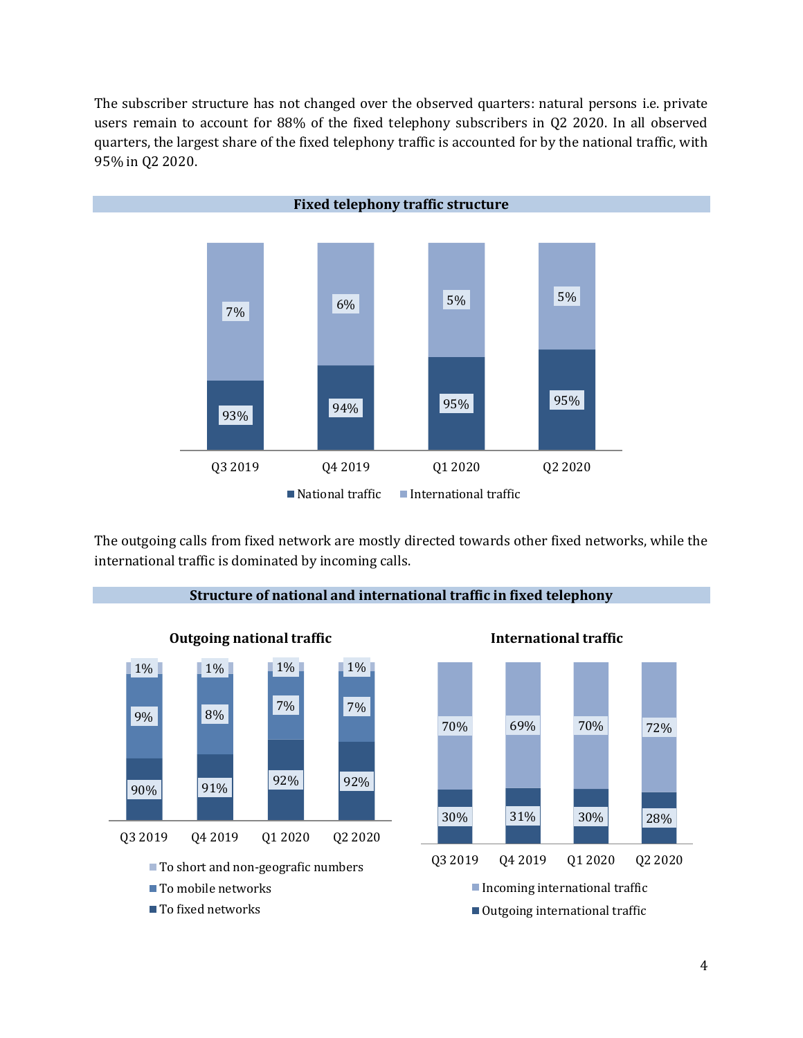The subscriber structure has not changed over the observed quarters: natural persons i.e. private users remain to account for 88% of the fixed telephony subscribers in Q2 2020. In all observed quarters, the largest share of the fixed telephony traffic is accounted for by the national traffic, with 95% in Q2 2020.

**Fixed telephony traffic structure**

| | Q3 2019 | Q4 2019 | Q1 2020 | Q2 2020 |
|---|---|---|---|---|
| National traffic | 93% | 94% | 95% | 95% |
| International traffic | 7% | 6% | 5% | 5% |

The outgoing calls from fixed network are mostly directed towards other fixed networks, while the international traffic is dominated by incoming calls.

**Structure of national and international traffic in fixed telephony**

**Outgoing national traffic**

| | Q3 2019 | Q4 2019 | Q1 2020 | Q2 2020 |
|---|---|---|---|---|
| To short and non-geografic numbers | 1% | 1% | 1% | 1% |
| To mobile networks | 9% | 8% | 7% | 7% |
| To fixed networks | 90% | 91% | 92% | 92% |

**International traffic**

| | Q3 2019 | Q4 2019 | Q1 2020 | Q2 2020 |
|---|---|---|---|---|
| Incoming international traffic | 70% | 69% | 70% | 72% |
| Outgoing international traffic | 30% | 31% | 30% | 28% |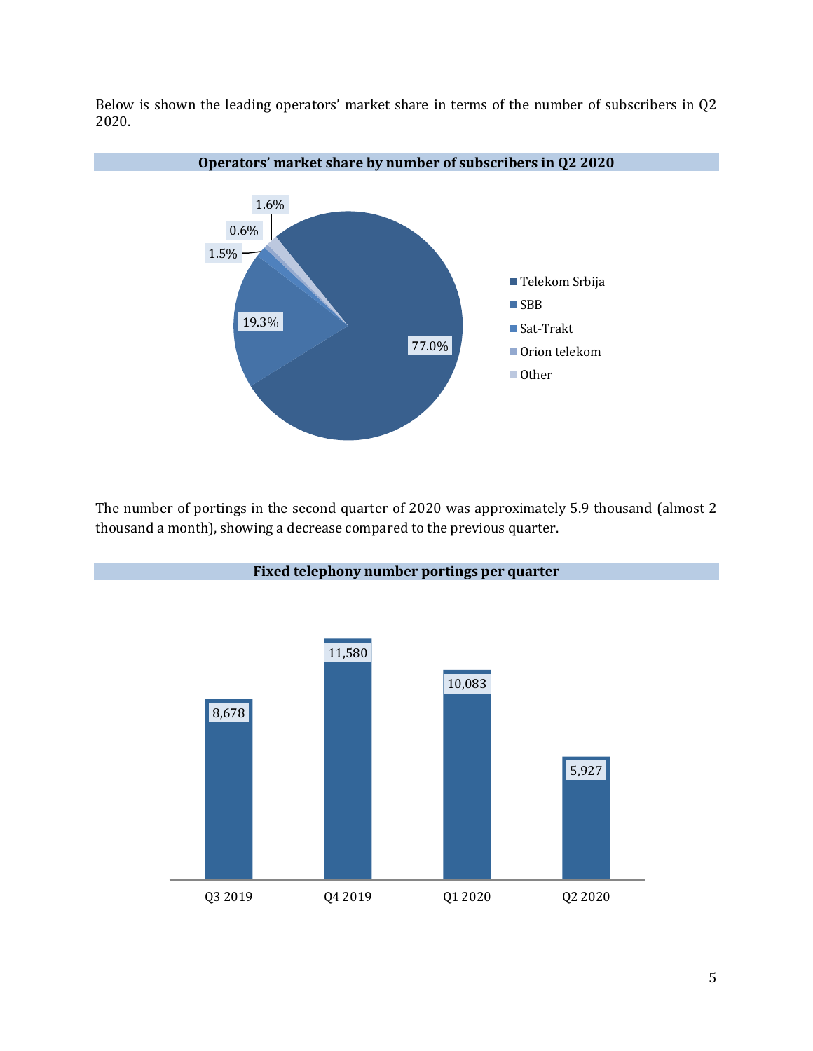Below is shown the leading operators' market share in terms of the number of subscribers in Q2 2020.

**Operators' market share by number of subscribers in Q2 2020**

| Operator | Market share |
|---|---|
| Telekom Srbija | 77.0% |
| SBB | 19.3% |
| Sat-Trakt | 1.5% |
| Orion telekom | 0.6% |
| Other | 1.6% |

The number of portings in the second quarter of 2020 was approximately 5.9 thousand (almost 2 thousand a month), showing a decrease compared to the previous quarter.

**Fixed telephony number portings per quarter**

| Quarter | Portings |
|---|---|
| Q3 2019 | 8,678 |
| Q4 2019 | 11,580 |
| Q1 2020 | 10,083 |
| Q2 2020 | 5,927 |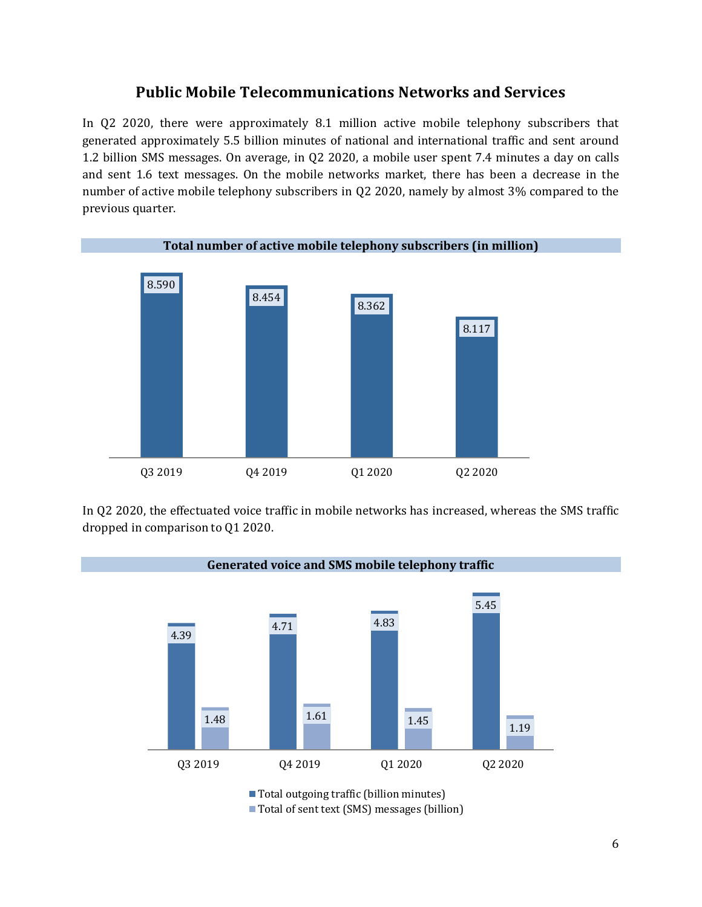## Public Mobile Telecommunications Networks and Services

In Q2 2020, there were approximately 8.1 million active mobile telephony subscribers that generated approximately 5.5 billion minutes of national and international traffic and sent around 1.2 billion SMS messages. On average, in Q2 2020, a mobile user spent 7.4 minutes a day on calls and sent 1.6 text messages. On the mobile networks market, there has been a decrease in the number of active mobile telephony subscribers in Q2 2020, namely by almost 3% compared to the previous quarter.

**Total number of active mobile telephony subscribers (in million)**

| Q3 2019 | Q4 2019 | Q1 2020 | Q2 2020 |
|---|---|---|---|
| 8.590 | 8.454 | 8.362 | 8.117 |

In Q2 2020, the effectuated voice traffic in mobile networks has increased, whereas the SMS traffic dropped in comparison to Q1 2020.

**Generated voice and SMS mobile telephony traffic**

| | Q3 2019 | Q4 2019 | Q1 2020 | Q2 2020 |
|---|---|---|---|---|
| Total outgoing traffic (billion minutes) | 4.39 | 4.71 | 4.83 | 5.45 |
| Total of sent text (SMS) messages (billion) | 1.48 | 1.61 | 1.45 | 1.19 |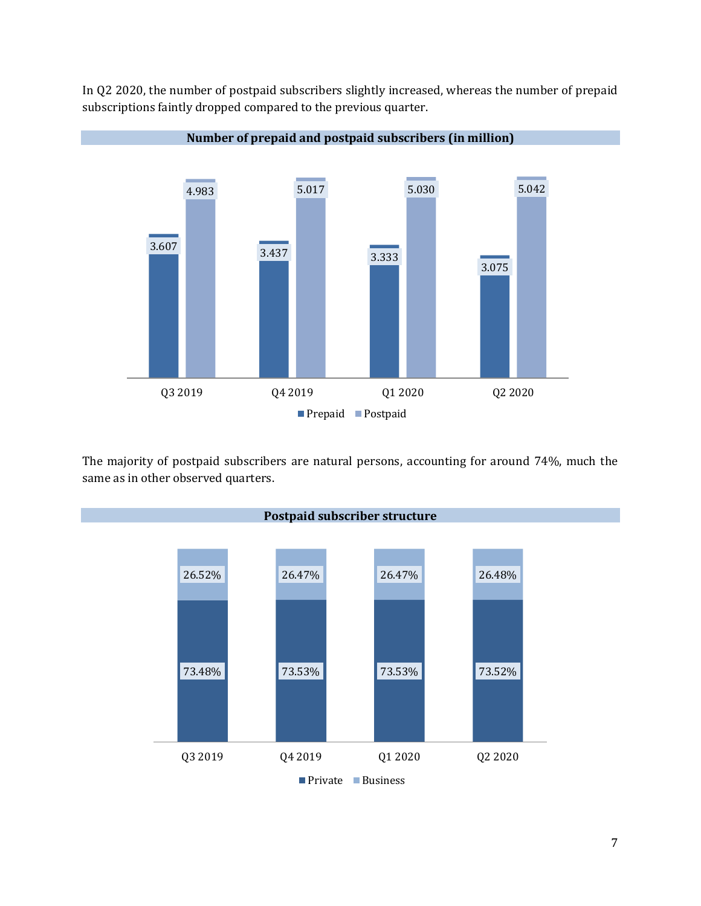In Q2 2020, the number of postpaid subscribers slightly increased, whereas the number of prepaid subscriptions faintly dropped compared to the previous quarter.

**Number of prepaid and postpaid subscribers (in million)**

| | Q3 2019 | Q4 2019 | Q1 2020 | Q2 2020 |
|---|---|---|---|---|
| Prepaid | 3.607 | 3.437 | 3.333 | 3.075 |
| Postpaid | 4.983 | 5.017 | 5.030 | 5.042 |

The majority of postpaid subscribers are natural persons, accounting for around 74%, much the same as in other observed quarters.

**Postpaid subscriber structure**

| | Q3 2019 | Q4 2019 | Q1 2020 | Q2 2020 |
|---|---|---|---|---|
| Private | 73.48% | 73.53% | 73.53% | 73.52% |
| Business | 26.52% | 26.47% | 26.47% | 26.48% |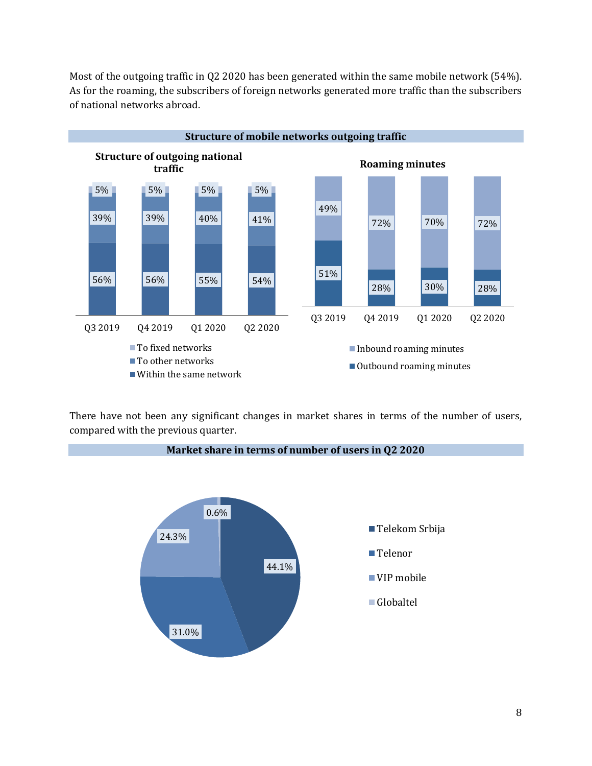Most of the outgoing traffic in Q2 2020 has been generated within the same mobile network (54%). As for the roaming, the subscribers of foreign networks generated more traffic than the subscribers of national networks abroad.

**Structure of mobile networks outgoing traffic**

**Structure of outgoing national traffic**

| | Q3 2019 | Q4 2019 | Q1 2020 | Q2 2020 |
|---|---|---|---|---|
| To fixed networks | 5% | 5% | 5% | 5% |
| To other networks | 39% | 39% | 40% | 41% |
| Within the same network | 56% | 56% | 55% | 54% |

**Roaming minutes**

| | Q3 2019 | Q4 2019 | Q1 2020 | Q2 2020 |
|---|---|---|---|---|
| Inbound roaming minutes | 49% | 72% | 70% | 72% |
| Outbound roaming minutes | 51% | 28% | 30% | 28% |

There have not been any significant changes in market shares in terms of the number of users, compared with the previous quarter.

**Market share in terms of number of users in Q2 2020**

| Operator | Share |
|---|---|
| Telekom Srbija | 44.1% |
| Telenor | 31.0% |
| VIP mobile | 24.3% |
| Globaltel | 0.6% |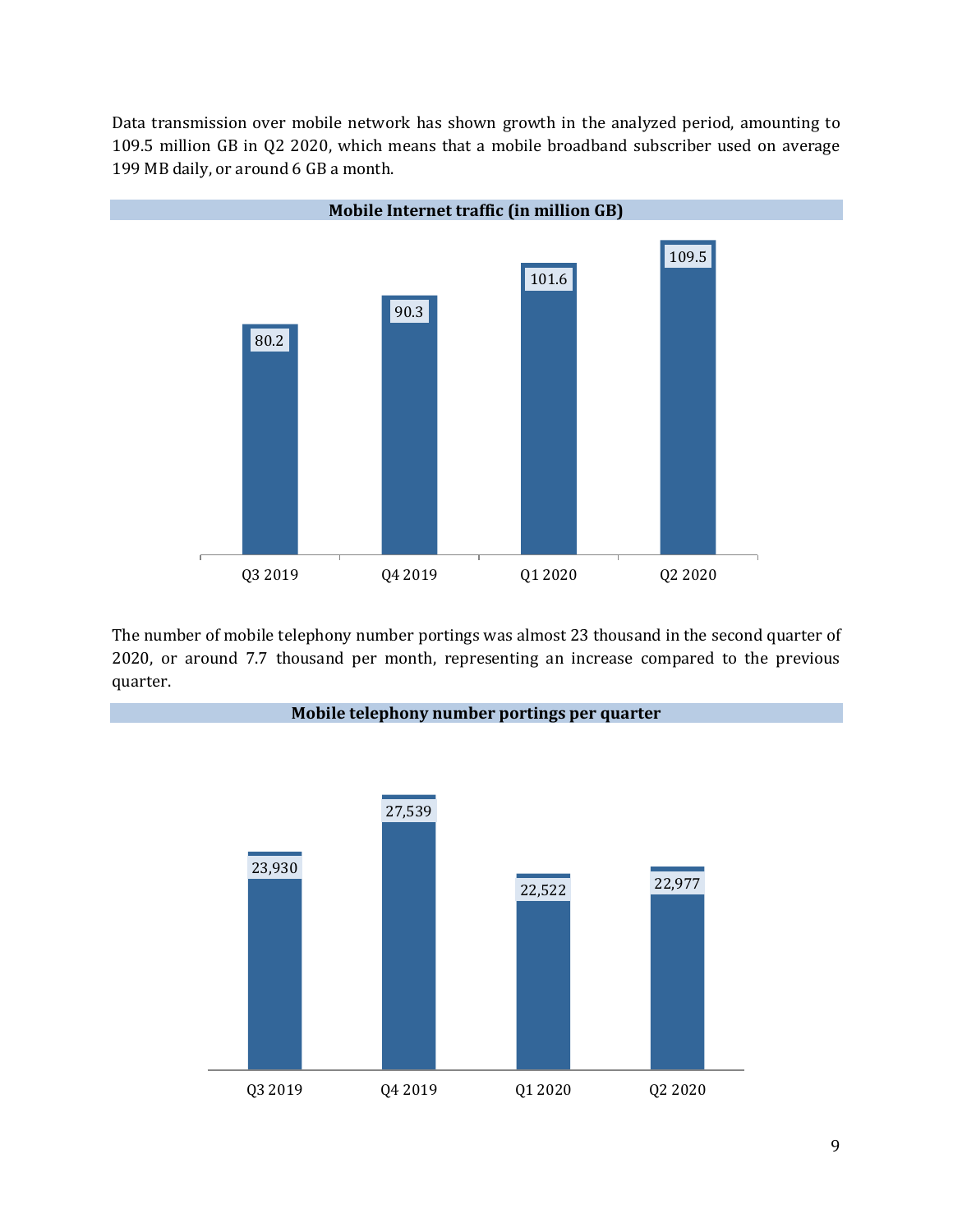Data transmission over mobile network has shown growth in the analyzed period, amounting to 109.5 million GB in Q2 2020, which means that a mobile broadband subscriber used on average 199 MB daily, or around 6 GB a month.

**Mobile Internet traffic (in million GB)**

| Q3 2019 | Q4 2019 | Q1 2020 | Q2 2020 |
|---|---|---|---|
| 80.2 | 90.3 | 101.6 | 109.5 |

The number of mobile telephony number portings was almost 23 thousand in the second quarter of 2020, or around 7.7 thousand per month, representing an increase compared to the previous quarter.

**Mobile telephony number portings per quarter**

| Q3 2019 | Q4 2019 | Q1 2020 | Q2 2020 |
|---|---|---|---|
| 23,930 | 27,539 | 22,522 | 22,977 |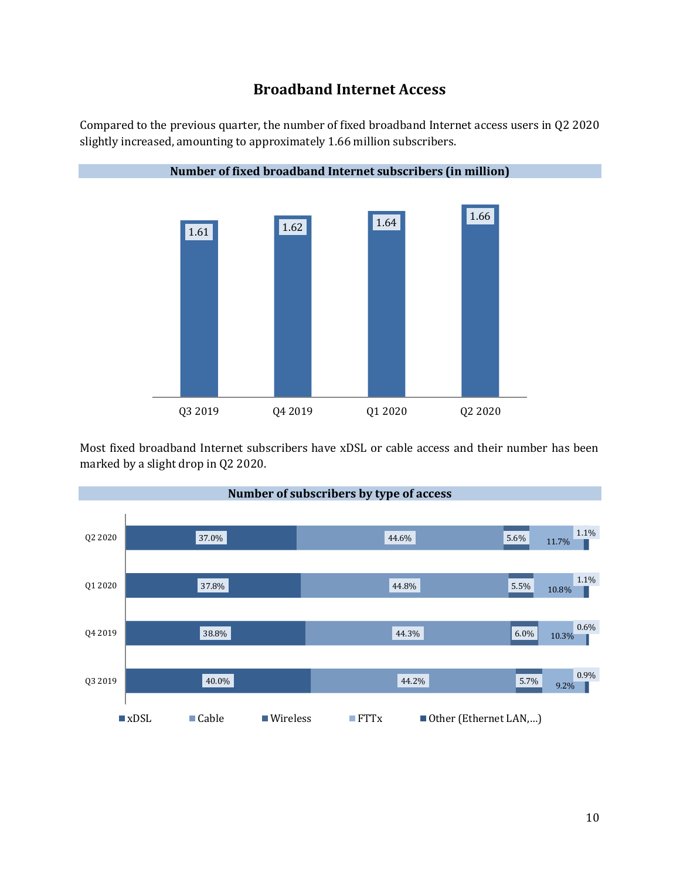# Broadband Internet Access

Compared to the previous quarter, the number of fixed broadband Internet access users in Q2 2020 slightly increased, amounting to approximately 1.66 million subscribers.

**Number of fixed broadband Internet subscribers (in million)**

| Q3 2019 | Q4 2019 | Q1 2020 | Q2 2020 |
|---|---|---|---|
| 1.61 | 1.62 | 1.64 | 1.66 |

Most fixed broadband Internet subscribers have xDSL or cable access and their number has been marked by a slight drop in Q2 2020.

**Number of subscribers by type of access**

| | xDSL | Cable | Wireless | FTTx | Other (Ethernet LAN,...) |
|---|---|---|---|---|---|
| Q2 2020 | 37.0% | 44.6% | 5.6% | 11.7% | 1.1% |
| Q1 2020 | 37.8% | 44.8% | 5.5% | 10.8% | 1.1% |
| Q4 2019 | 38.8% | 44.3% | 6.0% | 10.3% | 0.6% |
| Q3 2019 | 40.0% | 44.2% | 5.7% | 9.2% | 0.9% |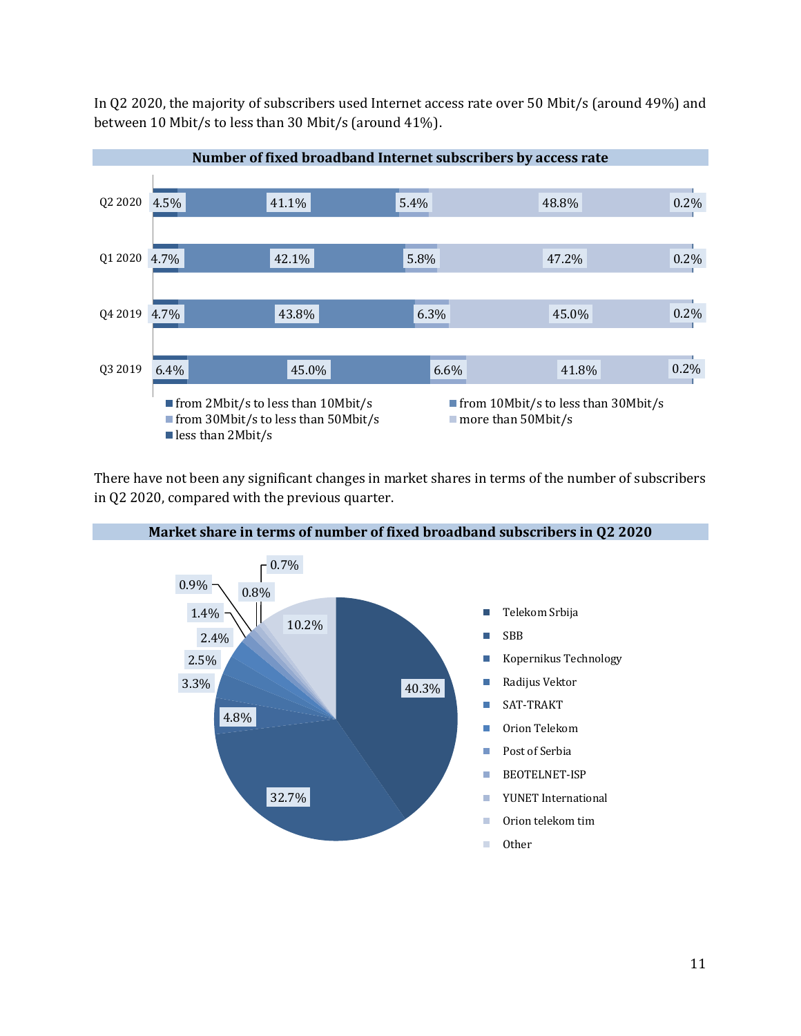In Q2 2020, the majority of subscribers used Internet access rate over 50 Mbit/s (around 49%) and between 10 Mbit/s to less than 30 Mbit/s (around 41%).

**Number of fixed broadband Internet subscribers by access rate**

| | from 2Mbit/s to less than 10Mbit/s | from 10Mbit/s to less than 30Mbit/s | from 30Mbit/s to less than 50Mbit/s | more than 50Mbit/s | less than 2Mbit/s |
|---|---|---|---|---|---|
| Q2 2020 | 4.5% | 41.1% | 5.4% | 48.8% | 0.2% |
| Q1 2020 | 4.7% | 42.1% | 5.8% | 47.2% | 0.2% |
| Q4 2019 | 4.7% | 43.8% | 6.3% | 45.0% | 0.2% |
| Q3 2019 | 6.4% | 45.0% | 6.6% | 41.8% | 0.2% |

There have not been any significant changes in market shares in terms of the number of subscribers in Q2 2020, compared with the previous quarter.

**Market share in terms of number of fixed broadband subscribers in Q2 2020**

| Operator | Share |
|---|---|
| Telekom Srbija | 40.3% |
| SBB | 32.7% |
| Kopernikus Technology | 4.8% |
| Radijus Vektor | 3.3% |
| SAT-TRAKT | 2.5% |
| Orion Telekom | 2.4% |
| Post of Serbia | 1.4% |
| BEOTELNET-ISP | 0.9% |
| YUNET International | 0.8% |
| Orion telekom tim | 0.7% |
| Other | 10.2% |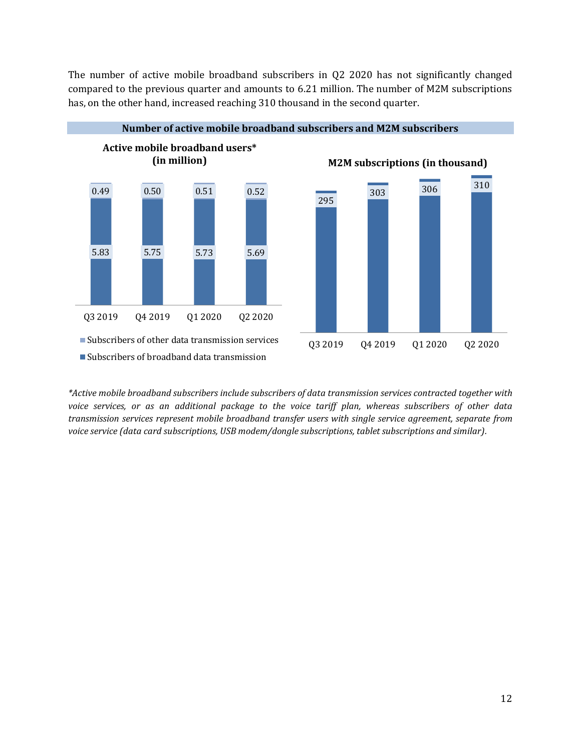The number of active mobile broadband subscribers in Q2 2020 has not significantly changed compared to the previous quarter and amounts to 6.21 million. The number of M2M subscriptions has, on the other hand, increased reaching 310 thousand in the second quarter.

**Number of active mobile broadband subscribers and M2M subscribers**

**Active mobile broadband users* (in million)**

| | Q3 2019 | Q4 2019 | Q1 2020 | Q2 2020 |
|---|---|---|---|---|
| Subscribers of other data transmission services | 0.49 | 0.50 | 0.51 | 0.52 |
| Subscribers of broadband data transmission | 5.83 | 5.75 | 5.73 | 5.69 |

**M2M subscriptions (in thousand)**

| Q3 2019 | Q4 2019 | Q1 2020 | Q2 2020 |
|---|---|---|---|
| 295 | 303 | 306 | 310 |

*\*Active mobile broadband subscribers include subscribers of data transmission services contracted together with voice services, or as an additional package to the voice tariff plan, whereas subscribers of other data transmission services represent mobile broadband transfer users with single service agreement, separate from voice service (data card subscriptions, USB modem/dongle subscriptions, tablet subscriptions and similar).*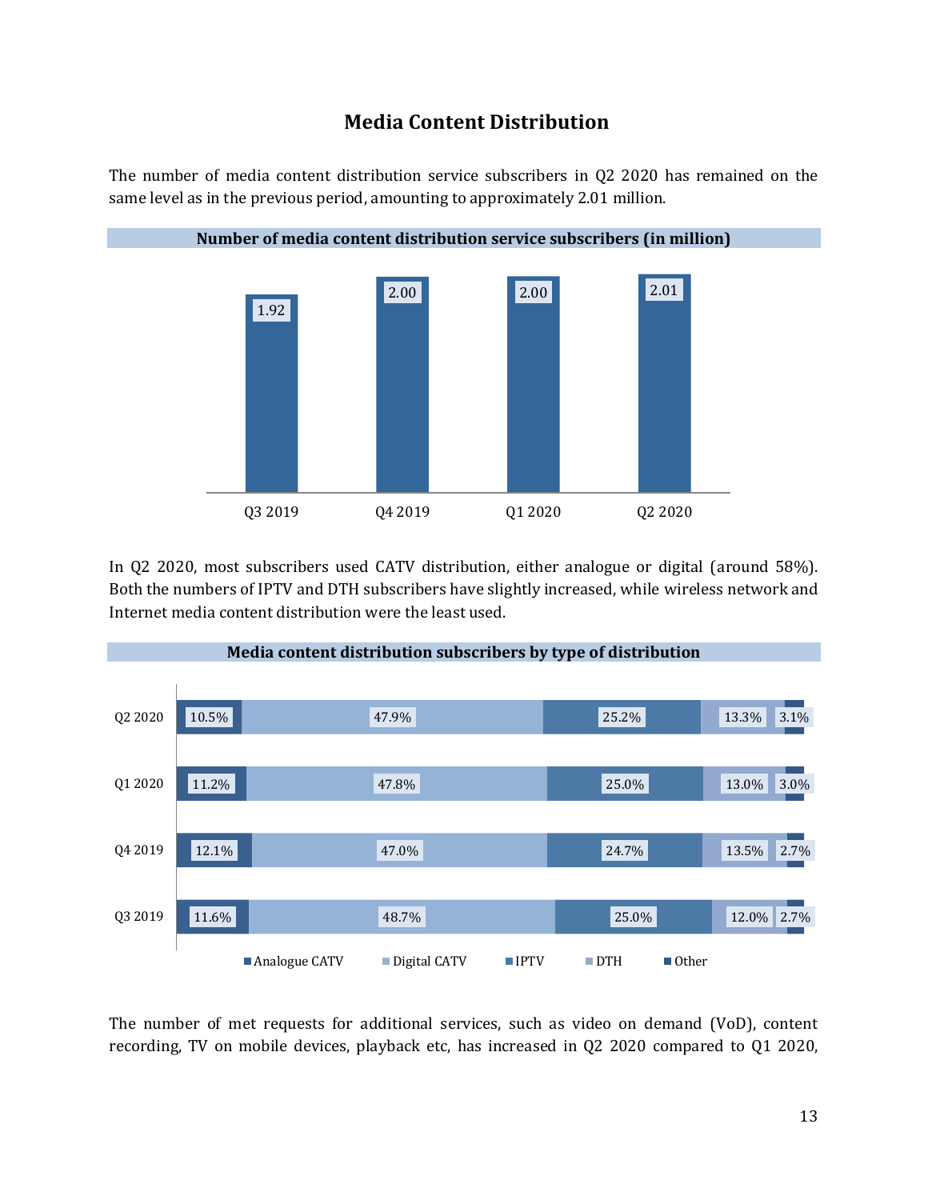## Media Content Distribution

The number of media content distribution service subscribers in Q2 2020 has remained on the same level as in the previous period, amounting to approximately 2.01 million.

**Number of media content distribution service subscribers (in million)**

| Q3 2019 | Q4 2019 | Q1 2020 | Q2 2020 |
|---|---|---|---|
| 1.92 | 2.00 | 2.00 | 2.01 |

In Q2 2020, most subscribers used CATV distribution, either analogue or digital (around 58%). Both the numbers of IPTV and DTH subscribers have slightly increased, while wireless network and Internet media content distribution were the least used.

**Media content distribution subscribers by type of distribution**

| | Analogue CATV | Digital CATV | IPTV | DTH | Other |
|---|---|---|---|---|---|
| Q2 2020 | 10.5% | 47.9% | 25.2% | 13.3% | 3.1% |
| Q1 2020 | 11.2% | 47.8% | 25.0% | 13.0% | 3.0% |
| Q4 2019 | 12.1% | 47.0% | 24.7% | 13.5% | 2.7% |
| Q3 2019 | 11.6% | 48.7% | 25.0% | 12.0% | 2.7% |

The number of met requests for additional services, such as video on demand (VoD), content recording, TV on mobile devices, playback etc, has increased in Q2 2020 compared to Q1 2020,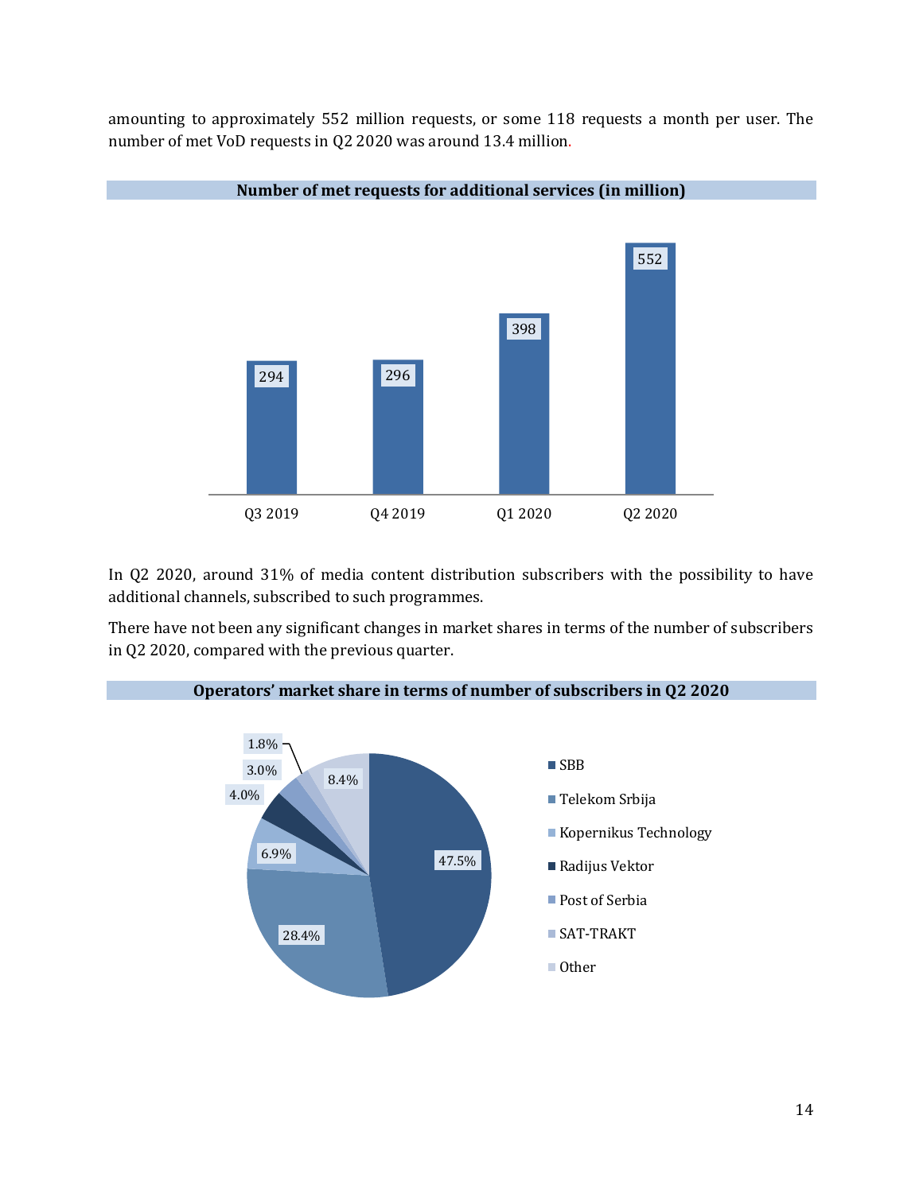amounting to approximately 552 million requests, or some 118 requests a month per user. The number of met VoD requests in Q2 2020 was around 13.4 million.

**Number of met requests for additional services (in million)**

| Q3 2019 | Q4 2019 | Q1 2020 | Q2 2020 |
|---|---|---|---|
| 294 | 296 | 398 | 552 |

In Q2 2020, around 31% of media content distribution subscribers with the possibility to have additional channels, subscribed to such programmes.

There have not been any significant changes in market shares in terms of the number of subscribers in Q2 2020, compared with the previous quarter.

**Operators' market share in terms of number of subscribers in Q2 2020**

| Operator | Share |
|---|---|
| SBB | 47.5% |
| Telekom Srbija | 28.4% |
| Kopernikus Technology | 6.9% |
| Radijus Vektor | 4.0% |
| Post of Serbia | 3.0% |
| SAT-TRAKT | 1.8% |
| Other | 8.4% |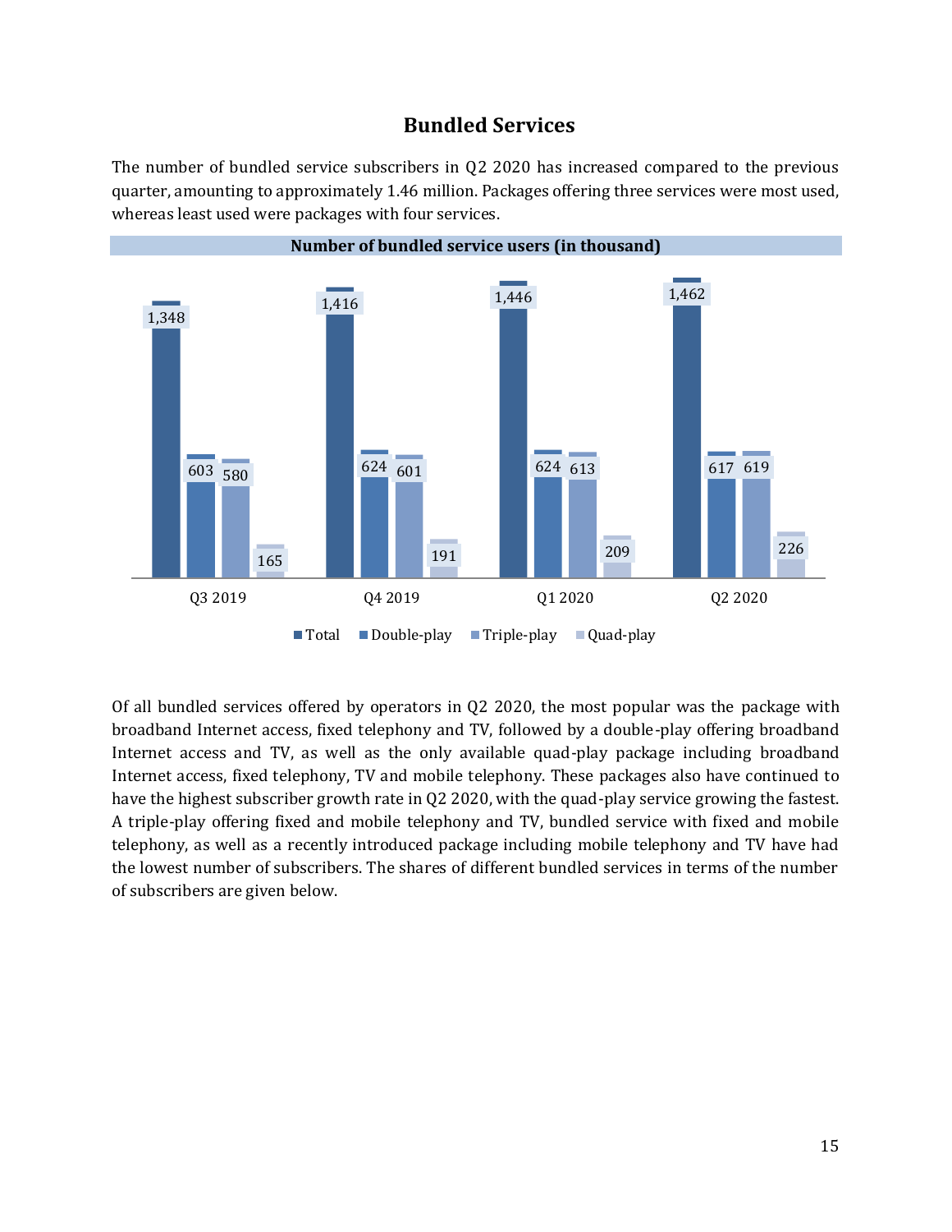## Bundled Services

The number of bundled service subscribers in Q2 2020 has increased compared to the previous quarter, amounting to approximately 1.46 million. Packages offering three services were most used, whereas least used were packages with four services.

**Number of bundled service users (in thousand)**

| | Q3 2019 | Q4 2019 | Q1 2020 | Q2 2020 |
|---|---|---|---|---|
| Total | 1,348 | 1,416 | 1,446 | 1,462 |
| Double-play | 603 | 624 | 624 | 617 |
| Triple-play | 580 | 601 | 613 | 619 |
| Quad-play | 165 | 191 | 209 | 226 |

Of all bundled services offered by operators in Q2 2020, the most popular was the package with broadband Internet access, fixed telephony and TV, followed by a double-play offering broadband Internet access and TV, as well as the only available quad-play package including broadband Internet access, fixed telephony, TV and mobile telephony. These packages also have continued to have the highest subscriber growth rate in Q2 2020, with the quad-play service growing the fastest. A triple-play offering fixed and mobile telephony and TV, bundled service with fixed and mobile telephony, as well as a recently introduced package including mobile telephony and TV have had the lowest number of subscribers. The shares of different bundled services in terms of the number of subscribers are given below.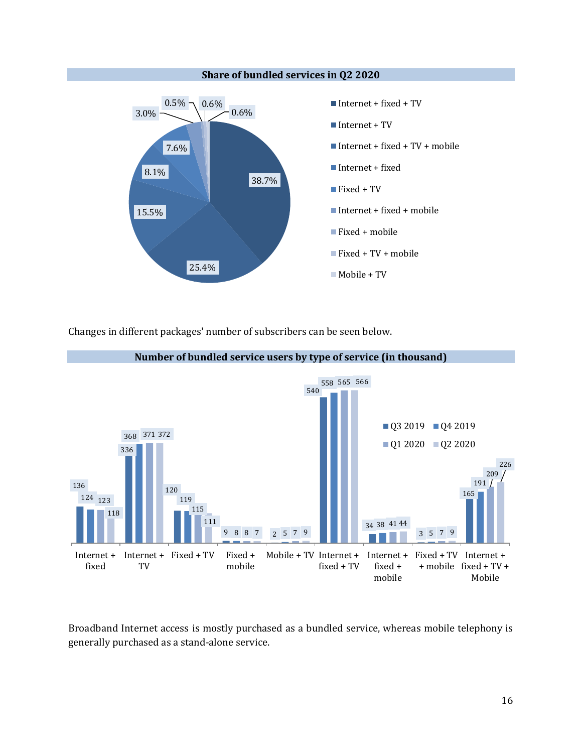**Share of bundled services in Q2 2020**

| Service | Share |
|---|---|
| Internet + fixed + TV | 38.7% |
| Internet + TV | 25.4% |
| Internet + fixed + TV + mobile | 15.5% |
| Internet + fixed | 8.1% |
| Fixed + TV | 7.6% |
| Internet + fixed + mobile | 3.0% |
| Fixed + mobile | 0.5% |
| Fixed + TV + mobile | 0.6% |
| Mobile + TV | 0.6% |

Changes in different packages' number of subscribers can be seen below.

**Number of bundled service users by type of service (in thousand)**

| Type of service | Q3 2019 | Q4 2019 | Q1 2020 | Q2 2020 |
|---|---|---|---|---|
| Internet + fixed | 136 | 124 | 123 | 118 |
| Internet + TV | 336 | 368 | 371 | 372 |
| Fixed + TV | 120 | 119 | 115 | 111 |
| Fixed + mobile | 9 | 8 | 8 | 7 |
| Mobile + TV | 2 | 5 | 7 | 9 |
| Internet + fixed + TV | 540 | 558 | 565 | 566 |
| Internet + fixed + mobile | 34 | 38 | 41 | 44 |
| Fixed + TV + mobile | 3 | 5 | 7 | 9 |
| Internet + fixed + TV + Mobile | 165 | 191 | 209 | 226 |

Broadband Internet access is mostly purchased as a bundled service, whereas mobile telephony is generally purchased as a stand-alone service.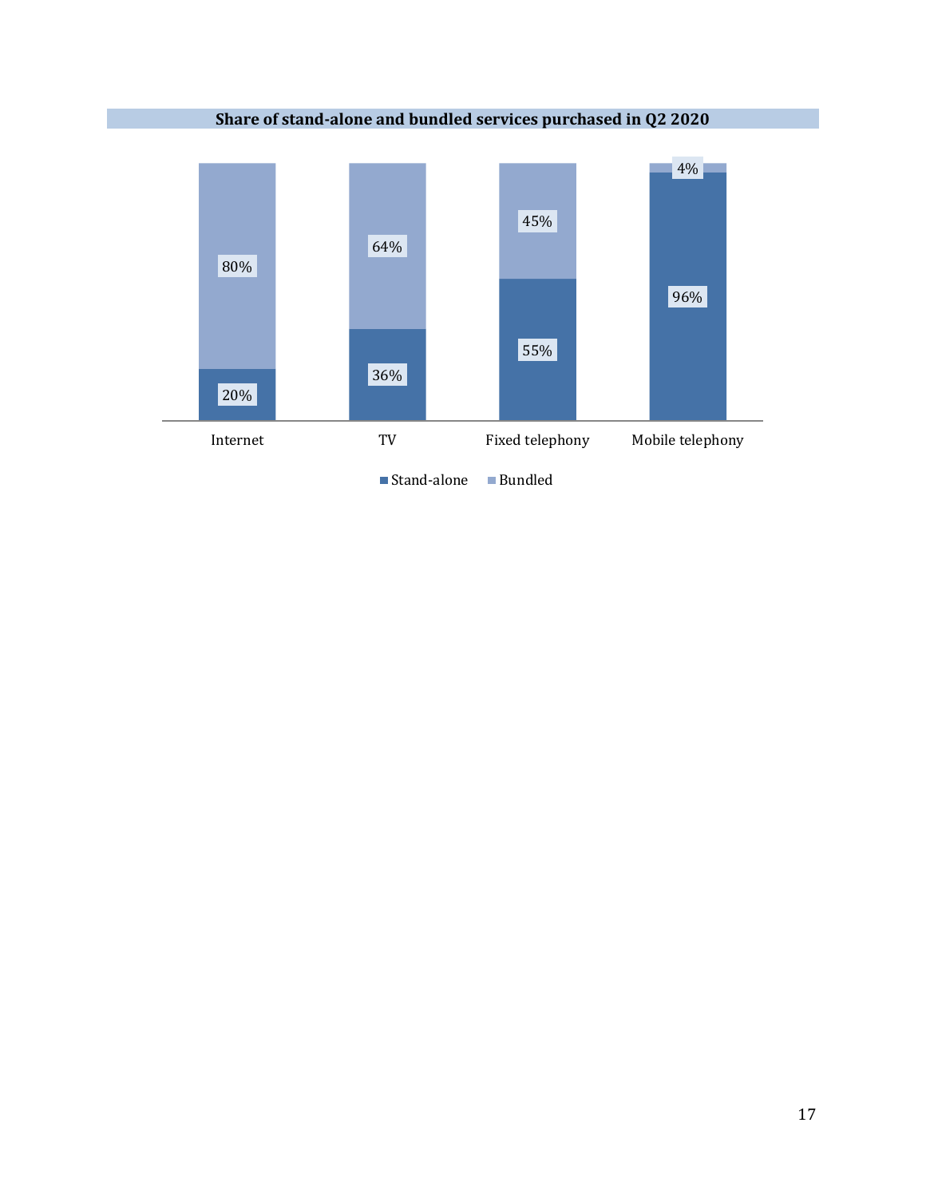**Share of stand-alone and bundled services purchased in Q2 2020**

80%

20%

64%

36%

45%

55%

4%

96%

Internet

TV

Fixed telephony

Mobile telephony

Stand-alone

Bundled